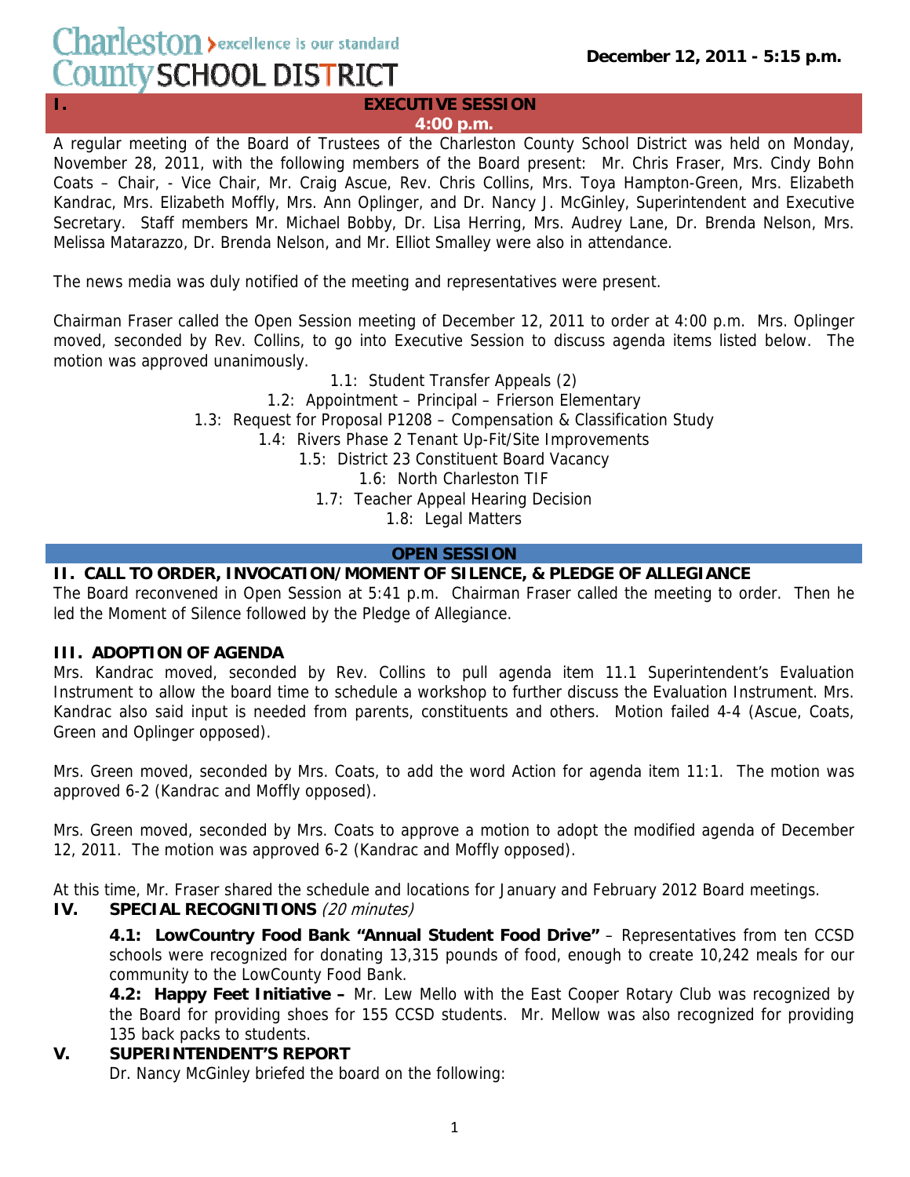Charleston County SCHOOL DISTRICT — excellence is our standard

**December 12, 2011 - 5:15 p.m.**

## I. EXECUTIVE SESSION
**4:00 p.m.**

A regular meeting of the Board of Trustees of the Charleston County School District was held on Monday, November 28, 2011, with the following members of the Board present: Mr. Chris Fraser, Mrs. Cindy Bohn Coats – Chair, - Vice Chair, Mr. Craig Ascue, Rev. Chris Collins, Mrs. Toya Hampton-Green, Mrs. Elizabeth Kandrac, Mrs. Elizabeth Moffly, Mrs. Ann Oplinger, and Dr. Nancy J. McGinley, Superintendent and Executive Secretary. Staff members Mr. Michael Bobby, Dr. Lisa Herring, Mrs. Audrey Lane, Dr. Brenda Nelson, Mrs. Melissa Matarazzo, Dr. Brenda Nelson, and Mr. Elliot Smalley were also in attendance.

The news media was duly notified of the meeting and representatives were present.

Chairman Fraser called the Open Session meeting of December 12, 2011 to order at 4:00 p.m. Mrs. Oplinger moved, seconded by Rev. Collins, to go into Executive Session to discuss agenda items listed below. The motion was approved unanimously.

1.1: Student Transfer Appeals (2)
1.2: Appointment – Principal – Frierson Elementary
1.3: Request for Proposal P1208 – Compensation & Classification Study
1.4: Rivers Phase 2 Tenant Up-Fit/Site Improvements
1.5: District 23 Constituent Board Vacancy
1.6: North Charleston TIF
1.7: Teacher Appeal Hearing Decision
1.8: Legal Matters

## OPEN SESSION

### II. CALL TO ORDER, INVOCATION/MOMENT OF SILENCE, & PLEDGE OF ALLEGIANCE

The Board reconvened in Open Session at 5:41 p.m. Chairman Fraser called the meeting to order. Then he led the Moment of Silence followed by the Pledge of Allegiance.

### III. ADOPTION OF AGENDA

Mrs. Kandrac moved, seconded by Rev. Collins to pull agenda item 11.1 Superintendent's Evaluation Instrument to allow the board time to schedule a workshop to further discuss the Evaluation Instrument. Mrs. Kandrac also said input is needed from parents, constituents and others. Motion failed 4-4 (Ascue, Coats, Green and Oplinger opposed).

Mrs. Green moved, seconded by Mrs. Coats, to add the word Action for agenda item 11:1. The motion was approved 6-2 (Kandrac and Moffly opposed).

Mrs. Green moved, seconded by Mrs. Coats to approve a motion to adopt the modified agenda of December 12, 2011. The motion was approved 6-2 (Kandrac and Moffly opposed).

At this time, Mr. Fraser shared the schedule and locations for January and February 2012 Board meetings.

### IV. SPECIAL RECOGNITIONS *(20 minutes)*

**4.1: LowCountry Food Bank "Annual Student Food Drive"** – Representatives from ten CCSD schools were recognized for donating 13,315 pounds of food, enough to create 10,242 meals for our community to the LowCounty Food Bank.

**4.2: Happy Feet Initiative –** Mr. Lew Mello with the East Cooper Rotary Club was recognized by the Board for providing shoes for 155 CCSD students. Mr. Mellow was also recognized for providing 135 back packs to students.

### V. SUPERINTENDENT'S REPORT

Dr. Nancy McGinley briefed the board on the following: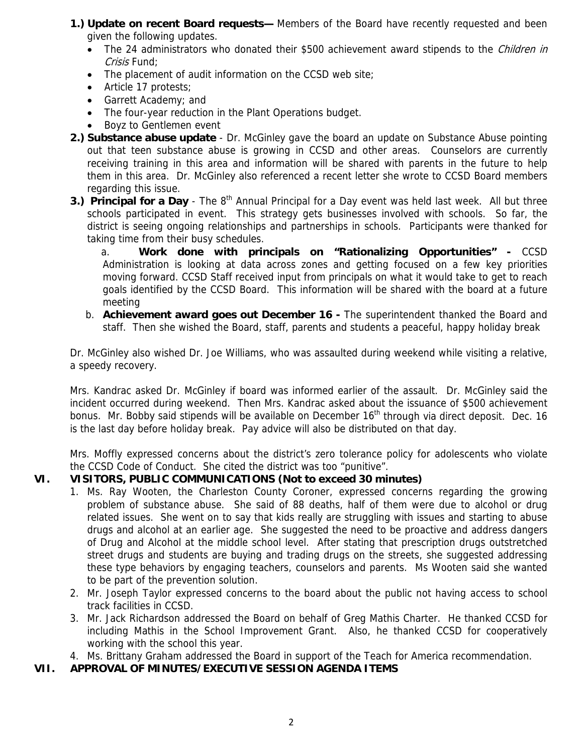1.) **Update on recent Board requests—** Members of the Board have recently requested and been given the following updates.
   - The 24 administrators who donated their $500 achievement award stipends to the *Children in Crisis* Fund;
   - The placement of audit information on the CCSD web site;
   - Article 17 protests;
   - Garrett Academy; and
   - The four-year reduction in the Plant Operations budget.
   - Boyz to Gentlemen event

2.) **Substance abuse update** - Dr. McGinley gave the board an update on Substance Abuse pointing out that teen substance abuse is growing in CCSD and other areas. Counselors are currently receiving training in this area and information will be shared with parents in the future to help them in this area. Dr. McGinley also referenced a recent letter she wrote to CCSD Board members regarding this issue.

3.) **Principal for a Day** - The 8th Annual Principal for a Day event was held last week. All but three schools participated in event. This strategy gets businesses involved with schools. So far, the district is seeing ongoing relationships and partnerships in schools. Participants were thanked for taking time from their busy schedules.

   a. **Work done with principals on "Rationalizing Opportunities" -** CCSD Administration is looking at data across zones and getting focused on a few key priorities moving forward. CCSD Staff received input from principals on what it would take to get to reach goals identified by the CCSD Board. This information will be shared with the board at a future meeting

   b. **Achievement award goes out December 16 -** The superintendent thanked the Board and staff. Then she wished the Board, staff, parents and students a peaceful, happy holiday break

Dr. McGinley also wished Dr. Joe Williams, who was assaulted during weekend while visiting a relative, a speedy recovery.

Mrs. Kandrac asked Dr. McGinley if board was informed earlier of the assault. Dr. McGinley said the incident occurred during weekend. Then Mrs. Kandrac asked about the issuance of $500 achievement bonus. Mr. Bobby said stipends will be available on December 16th through via direct deposit. Dec. 16 is the last day before holiday break. Pay advice will also be distributed on that day.

Mrs. Moffly expressed concerns about the district's zero tolerance policy for adolescents who violate the CCSD Code of Conduct. She cited the district was too "punitive".

## VI. VISITORS, PUBLIC COMMUNICATIONS (Not to exceed 30 minutes)

1. Ms. Ray Wooten, the Charleston County Coroner, expressed concerns regarding the growing problem of substance abuse. She said of 88 deaths, half of them were due to alcohol or drug related issues. She went on to say that kids really are struggling with issues and starting to abuse drugs and alcohol at an earlier age. She suggested the need to be proactive and address dangers of Drug and Alcohol at the middle school level. After stating that prescription drugs outstretched street drugs and students are buying and trading drugs on the streets, she suggested addressing these type behaviors by engaging teachers, counselors and parents. Ms Wooten said she wanted to be part of the prevention solution.
2. Mr. Joseph Taylor expressed concerns to the board about the public not having access to school track facilities in CCSD.
3. Mr. Jack Richardson addressed the Board on behalf of Greg Mathis Charter. He thanked CCSD for including Mathis in the School Improvement Grant. Also, he thanked CCSD for cooperatively working with the school this year.
4. Ms. Brittany Graham addressed the Board in support of the Teach for America recommendation.

## VII. APPROVAL OF MINUTES/EXECUTIVE SESSION AGENDA ITEMS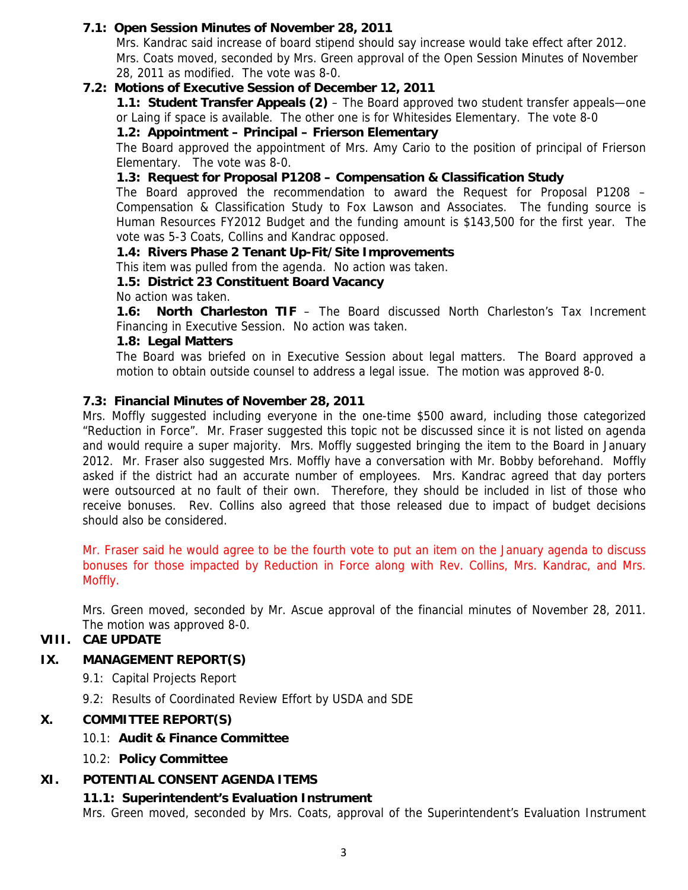**7.1: Open Session Minutes of November 28, 2011**

Mrs. Kandrac said increase of board stipend should say increase would take effect after 2012. Mrs. Coats moved, seconded by Mrs. Green approval of the Open Session Minutes of November 28, 2011 as modified. The vote was 8-0.

**7.2: Motions of Executive Session of December 12, 2011**

**1.1: Student Transfer Appeals (2)** – The Board approved two student transfer appeals—one or Laing if space is available. The other one is for Whitesides Elementary. The vote 8-0

**1.2: Appointment – Principal – Frierson Elementary**

The Board approved the appointment of Mrs. Amy Cario to the position of principal of Frierson Elementary. The vote was 8-0.

**1.3: Request for Proposal P1208 – Compensation & Classification Study**

The Board approved the recommendation to award the Request for Proposal P1208 – Compensation & Classification Study to Fox Lawson and Associates. The funding source is Human Resources FY2012 Budget and the funding amount is $143,500 for the first year. The vote was 5-3 Coats, Collins and Kandrac opposed.

**1.4: Rivers Phase 2 Tenant Up-Fit/Site Improvements**

This item was pulled from the agenda. No action was taken.

**1.5: District 23 Constituent Board Vacancy**

No action was taken.

**1.6: North Charleston TIF** – The Board discussed North Charleston's Tax Increment Financing in Executive Session. No action was taken.

**1.8: Legal Matters**

The Board was briefed on in Executive Session about legal matters. The Board approved a motion to obtain outside counsel to address a legal issue. The motion was approved 8-0.

**7.3: Financial Minutes of November 28, 2011**

Mrs. Moffly suggested including everyone in the one-time $500 award, including those categorized "Reduction in Force". Mr. Fraser suggested this topic not be discussed since it is not listed on agenda and would require a super majority. Mrs. Moffly suggested bringing the item to the Board in January 2012. Mr. Fraser also suggested Mrs. Moffly have a conversation with Mr. Bobby beforehand. Moffly asked if the district had an accurate number of employees. Mrs. Kandrac agreed that day porters were outsourced at no fault of their own. Therefore, they should be included in list of those who receive bonuses. Rev. Collins also agreed that those released due to impact of budget decisions should also be considered.

Mr. Fraser said he would agree to be the fourth vote to put an item on the January agenda to discuss bonuses for those impacted by Reduction in Force along with Rev. Collins, Mrs. Kandrac, and Mrs. Moffly.

Mrs. Green moved, seconded by Mr. Ascue approval of the financial minutes of November 28, 2011. The motion was approved 8-0.

## VIII. CAE UPDATE

## IX. MANAGEMENT REPORT(S)

9.1: Capital Projects Report

9.2: Results of Coordinated Review Effort by USDA and SDE

## X. COMMITTEE REPORT(S)

10.1: **Audit & Finance Committee**

10.2: **Policy Committee**

## XI. POTENTIAL CONSENT AGENDA ITEMS

**11.1: Superintendent's Evaluation Instrument**

Mrs. Green moved, seconded by Mrs. Coats, approval of the Superintendent's Evaluation Instrument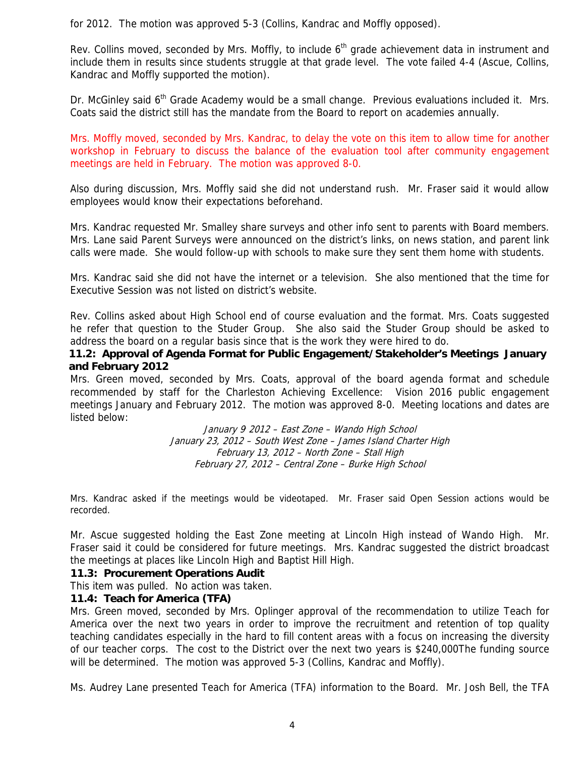for 2012. The motion was approved 5-3 (Collins, Kandrac and Moffly opposed).

Rev. Collins moved, seconded by Mrs. Moffly, to include 6th grade achievement data in instrument and include them in results since students struggle at that grade level. The vote failed 4-4 (Ascue, Collins, Kandrac and Moffly supported the motion).

Dr. McGinley said 6th Grade Academy would be a small change. Previous evaluations included it. Mrs. Coats said the district still has the mandate from the Board to report on academies annually.

Mrs. Moffly moved, seconded by Mrs. Kandrac, to delay the vote on this item to allow time for another workshop in February to discuss the balance of the evaluation tool after community engagement meetings are held in February. The motion was approved 8-0.

Also during discussion, Mrs. Moffly said she did not understand rush. Mr. Fraser said it would allow employees would know their expectations beforehand.

Mrs. Kandrac requested Mr. Smalley share surveys and other info sent to parents with Board members. Mrs. Lane said Parent Surveys were announced on the district's links, on news station, and parent link calls were made. She would follow-up with schools to make sure they sent them home with students.

Mrs. Kandrac said she did not have the internet or a television. She also mentioned that the time for Executive Session was not listed on district's website.

Rev. Collins asked about High School end of course evaluation and the format. Mrs. Coats suggested he refer that question to the Studer Group. She also said the Studer Group should be asked to address the board on a regular basis since that is the work they were hired to do.

**11.2: Approval of Agenda Format for Public Engagement/Stakeholder's Meetings January and February 2012**

Mrs. Green moved, seconded by Mrs. Coats, approval of the board agenda format and schedule recommended by staff for the Charleston Achieving Excellence: Vision 2016 public engagement meetings January and February 2012. The motion was approved 8-0. Meeting locations and dates are listed below:

*January 9 2012 – East Zone – Wando High School*
*January 23, 2012 – South West Zone – James Island Charter High*
*February 13, 2012 – North Zone – Stall High*
*February 27, 2012 – Central Zone – Burke High School*

Mrs. Kandrac asked if the meetings would be videotaped. Mr. Fraser said Open Session actions would be recorded.

Mr. Ascue suggested holding the East Zone meeting at Lincoln High instead of Wando High. Mr. Fraser said it could be considered for future meetings. Mrs. Kandrac suggested the district broadcast the meetings at places like Lincoln High and Baptist Hill High.

**11.3: Procurement Operations Audit**

This item was pulled. No action was taken.

**11.4: Teach for America (TFA)**

Mrs. Green moved, seconded by Mrs. Oplinger approval of the recommendation to utilize Teach for America over the next two years in order to improve the recruitment and retention of top quality teaching candidates especially in the hard to fill content areas with a focus on increasing the diversity of our teacher corps. The cost to the District over the next two years is $240,000The funding source will be determined. The motion was approved 5-3 (Collins, Kandrac and Moffly).

Ms. Audrey Lane presented Teach for America (TFA) information to the Board. Mr. Josh Bell, the TFA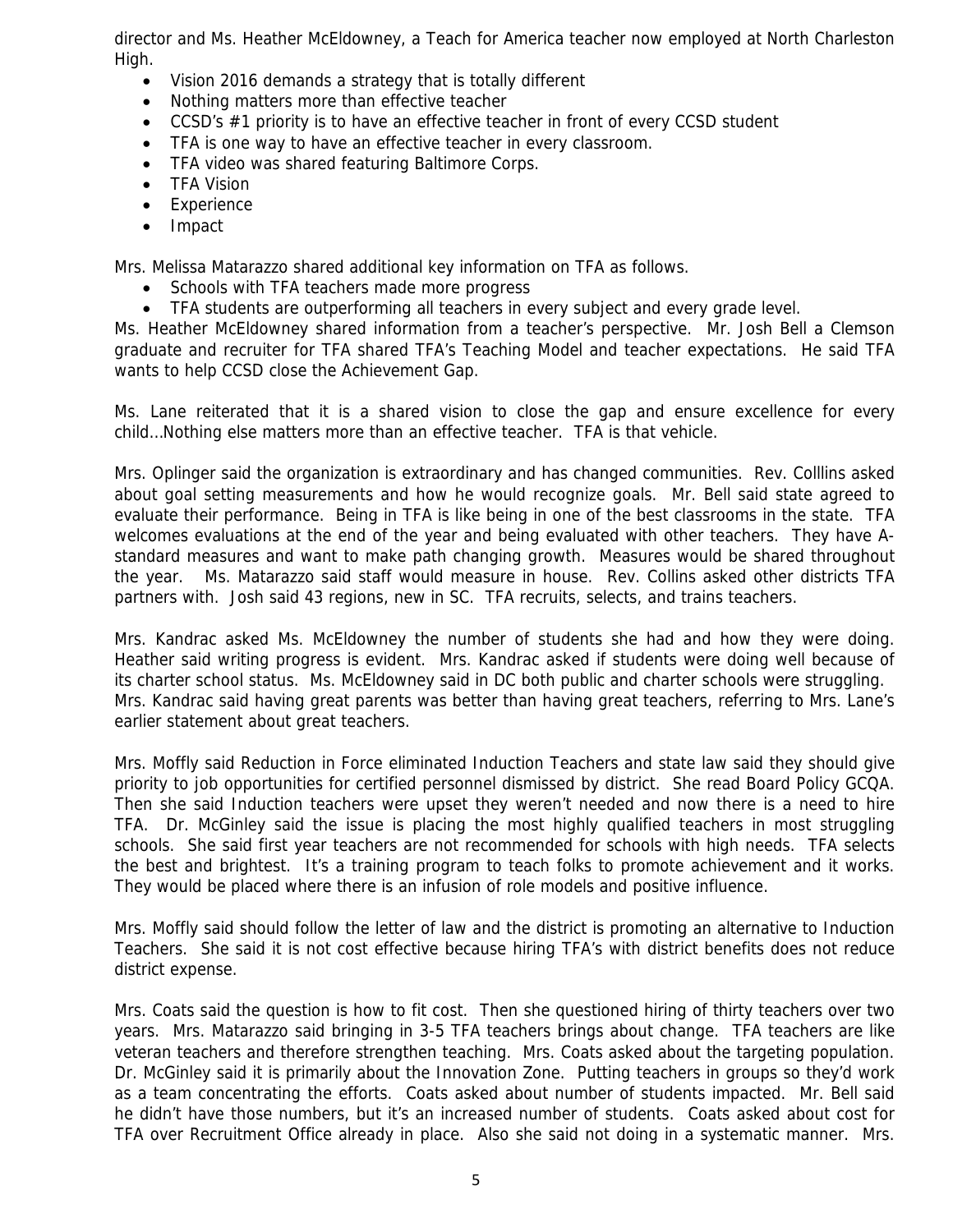director and Ms. Heather McEldowney, a Teach for America teacher now employed at North Charleston High.

- Vision 2016 demands a strategy that is totally different
- Nothing matters more than effective teacher
- CCSD's #1 priority is to have an effective teacher in front of every CCSD student
- TFA is one way to have an effective teacher in every classroom.
- TFA video was shared featuring Baltimore Corps.
- TFA Vision
- Experience
- Impact

Mrs. Melissa Matarazzo shared additional key information on TFA as follows.

- Schools with TFA teachers made more progress
- TFA students are outperforming all teachers in every subject and every grade level.

Ms. Heather McEldowney shared information from a teacher's perspective. Mr. Josh Bell a Clemson graduate and recruiter for TFA shared TFA's Teaching Model and teacher expectations. He said TFA wants to help CCSD close the Achievement Gap.

Ms. Lane reiterated that it is a shared vision to close the gap and ensure excellence for every child…Nothing else matters more than an effective teacher. TFA is that vehicle.

Mrs. Oplinger said the organization is extraordinary and has changed communities. Rev. Colllins asked about goal setting measurements and how he would recognize goals. Mr. Bell said state agreed to evaluate their performance. Being in TFA is like being in one of the best classrooms in the state. TFA welcomes evaluations at the end of the year and being evaluated with other teachers. They have A-standard measures and want to make path changing growth. Measures would be shared throughout the year. Ms. Matarazzo said staff would measure in house. Rev. Collins asked other districts TFA partners with. Josh said 43 regions, new in SC. TFA recruits, selects, and trains teachers.

Mrs. Kandrac asked Ms. McEldowney the number of students she had and how they were doing. Heather said writing progress is evident. Mrs. Kandrac asked if students were doing well because of its charter school status. Ms. McEldowney said in DC both public and charter schools were struggling. Mrs. Kandrac said having great parents was better than having great teachers, referring to Mrs. Lane's earlier statement about great teachers.

Mrs. Moffly said Reduction in Force eliminated Induction Teachers and state law said they should give priority to job opportunities for certified personnel dismissed by district. She read Board Policy GCQA. Then she said Induction teachers were upset they weren't needed and now there is a need to hire TFA. Dr. McGinley said the issue is placing the most highly qualified teachers in most struggling schools. She said first year teachers are not recommended for schools with high needs. TFA selects the best and brightest. It's a training program to teach folks to promote achievement and it works. They would be placed where there is an infusion of role models and positive influence.

Mrs. Moffly said should follow the letter of law and the district is promoting an alternative to Induction Teachers. She said it is not cost effective because hiring TFA's with district benefits does not reduce district expense.

Mrs. Coats said the question is how to fit cost. Then she questioned hiring of thirty teachers over two years. Mrs. Matarazzo said bringing in 3-5 TFA teachers brings about change. TFA teachers are like veteran teachers and therefore strengthen teaching. Mrs. Coats asked about the targeting population. Dr. McGinley said it is primarily about the Innovation Zone. Putting teachers in groups so they'd work as a team concentrating the efforts. Coats asked about number of students impacted. Mr. Bell said he didn't have those numbers, but it's an increased number of students. Coats asked about cost for TFA over Recruitment Office already in place. Also she said not doing in a systematic manner. Mrs.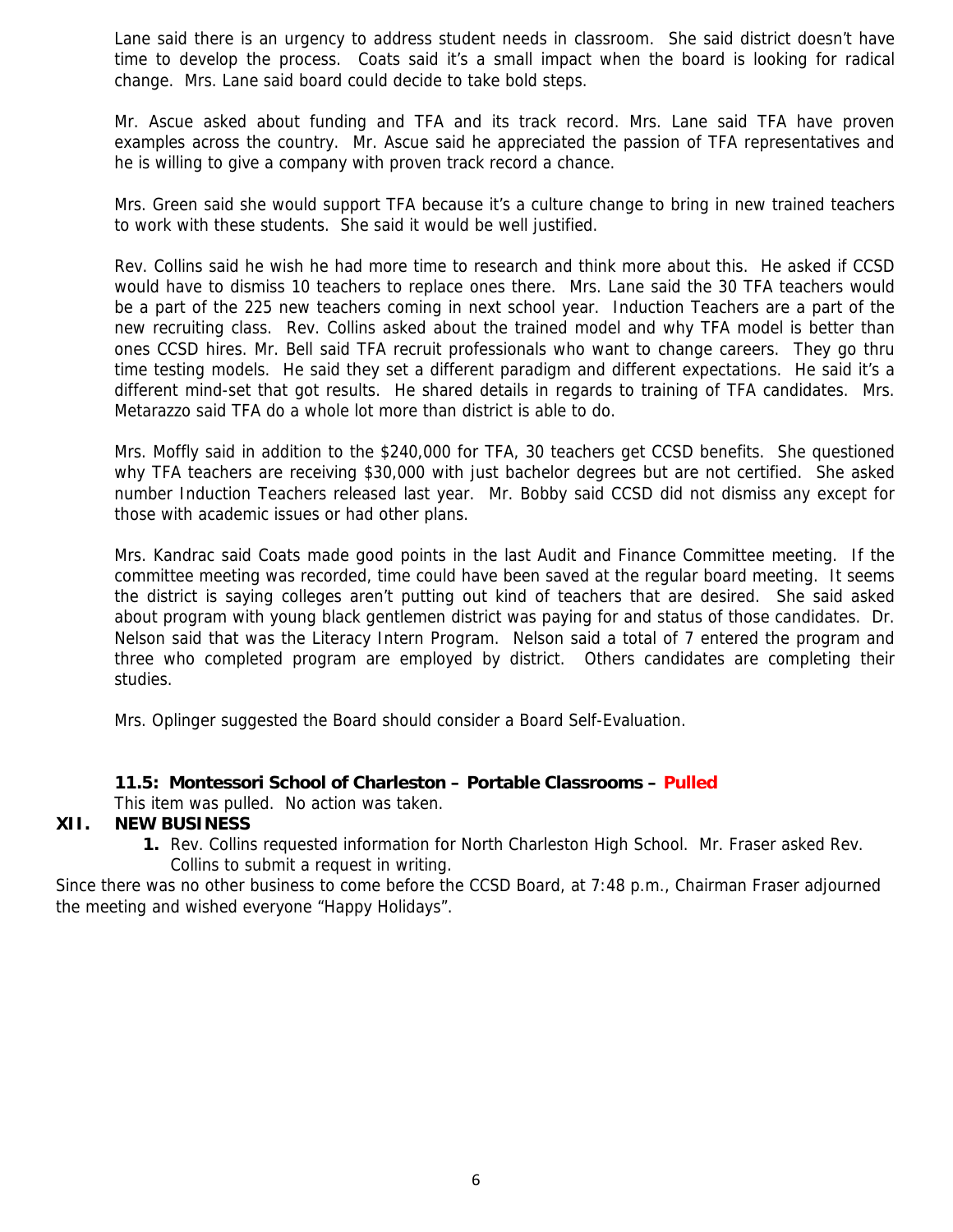Lane said there is an urgency to address student needs in classroom. She said district doesn't have time to develop the process. Coats said it's a small impact when the board is looking for radical change. Mrs. Lane said board could decide to take bold steps.

Mr. Ascue asked about funding and TFA and its track record. Mrs. Lane said TFA have proven examples across the country. Mr. Ascue said he appreciated the passion of TFA representatives and he is willing to give a company with proven track record a chance.

Mrs. Green said she would support TFA because it's a culture change to bring in new trained teachers to work with these students. She said it would be well justified.

Rev. Collins said he wish he had more time to research and think more about this. He asked if CCSD would have to dismiss 10 teachers to replace ones there. Mrs. Lane said the 30 TFA teachers would be a part of the 225 new teachers coming in next school year. Induction Teachers are a part of the new recruiting class. Rev. Collins asked about the trained model and why TFA model is better than ones CCSD hires. Mr. Bell said TFA recruit professionals who want to change careers. They go thru time testing models. He said they set a different paradigm and different expectations. He said it's a different mind-set that got results. He shared details in regards to training of TFA candidates. Mrs. Metarazzo said TFA do a whole lot more than district is able to do.

Mrs. Moffly said in addition to the $240,000 for TFA, 30 teachers get CCSD benefits. She questioned why TFA teachers are receiving $30,000 with just bachelor degrees but are not certified. She asked number Induction Teachers released last year. Mr. Bobby said CCSD did not dismiss any except for those with academic issues or had other plans.

Mrs. Kandrac said Coats made good points in the last Audit and Finance Committee meeting. If the committee meeting was recorded, time could have been saved at the regular board meeting. It seems the district is saying colleges aren't putting out kind of teachers that are desired. She said asked about program with young black gentlemen district was paying for and status of those candidates. Dr. Nelson said that was the Literacy Intern Program. Nelson said a total of 7 entered the program and three who completed program are employed by district. Others candidates are completing their studies.

Mrs. Oplinger suggested the Board should consider a Board Self-Evaluation.

**11.5: Montessori School of Charleston – Portable Classrooms – Pulled**

This item was pulled. No action was taken.

## XII. NEW BUSINESS

1. Rev. Collins requested information for North Charleston High School. Mr. Fraser asked Rev. Collins to submit a request in writing.

Since there was no other business to come before the CCSD Board, at 7:48 p.m., Chairman Fraser adjourned the meeting and wished everyone "Happy Holidays".